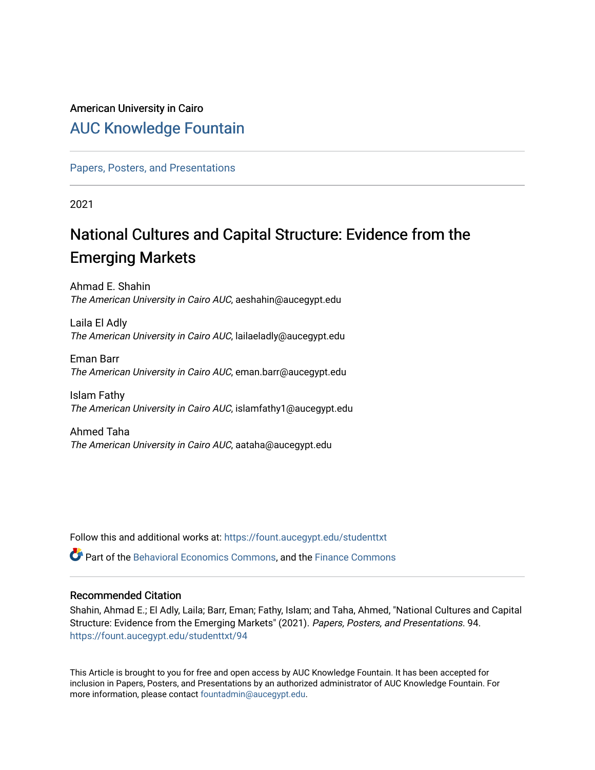American University in Cairo

# AUC Knowledge Fountain

Papers, Posters, and Presentations

2021

## National Cultures and Capital Structure: Evidence from the Emerging Markets

Ahmad E. Shahin
*The American University in Cairo AUC*, aeshahin@aucegypt.edu

Laila El Adly
*The American University in Cairo AUC*, lailaeladly@aucegypt.edu

Eman Barr
*The American University in Cairo AUC*, eman.barr@aucegypt.edu

Islam Fathy
*The American University in Cairo AUC*, islamfathy1@aucegypt.edu

Ahmed Taha
*The American University in Cairo AUC*, aataha@aucegypt.edu

Follow this and additional works at: https://fount.aucegypt.edu/studenttxt

Part of the Behavioral Economics Commons, and the Finance Commons

### Recommended Citation

Shahin, Ahmad E.; El Adly, Laila; Barr, Eman; Fathy, Islam; and Taha, Ahmed, "National Cultures and Capital Structure: Evidence from the Emerging Markets" (2021). *Papers, Posters, and Presentations.* 94.
https://fount.aucegypt.edu/studenttxt/94

This Article is brought to you for free and open access by AUC Knowledge Fountain. It has been accepted for inclusion in Papers, Posters, and Presentations by an authorized administrator of AUC Knowledge Fountain. For more information, please contact fountadmin@aucegypt.edu.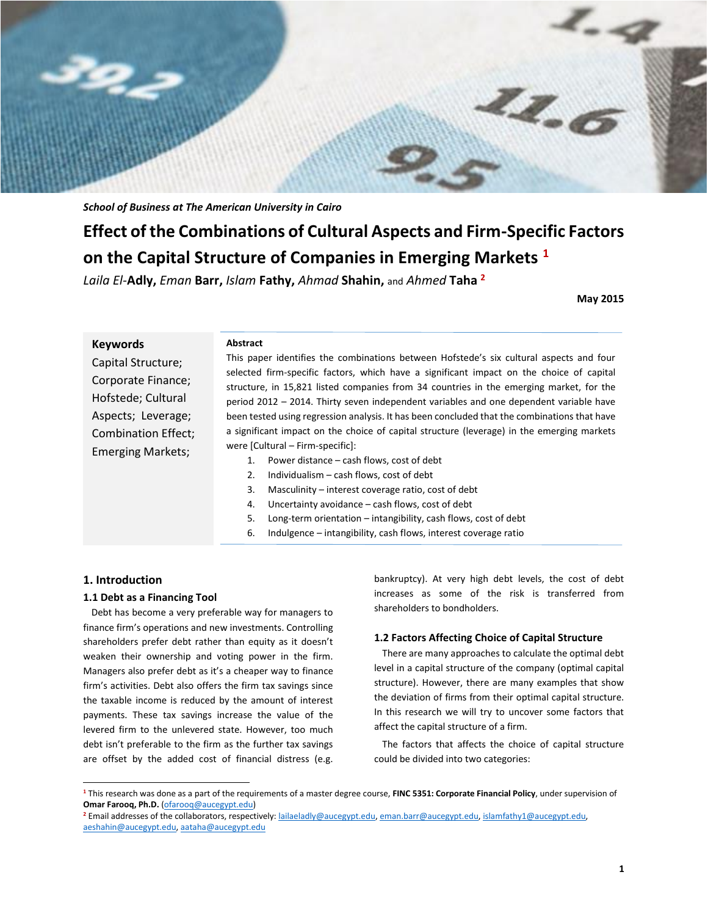School of Business at The American University in Cairo

# Effect of the Combinations of Cultural Aspects and Firm-Specific Factors on the Capital Structure of Companies in Emerging Markets [1]

*Laila El-***Adly,** *Eman* **Barr,** *Islam* **Fathy,** *Ahmad* **Shahin,** and *Ahmed* **Taha** [2]

**May 2015**

**Keywords**

Capital Structure; Corporate Finance; Hofstede; Cultural Aspects; Leverage; Combination Effect; Emerging Markets;

**Abstract**

This paper identifies the combinations between Hofstede's six cultural aspects and four selected firm-specific factors, which have a significant impact on the choice of capital structure, in 15,821 listed companies from 34 countries in the emerging market, for the period 2012 – 2014. Thirty seven independent variables and one dependent variable have been tested using regression analysis. It has been concluded that the combinations that have a significant impact on the choice of capital structure (leverage) in the emerging markets were [Cultural – Firm-specific]:

1. Power distance – cash flows, cost of debt
2. Individualism – cash flows, cost of debt
3. Masculinity – interest coverage ratio, cost of debt
4. Uncertainty avoidance – cash flows, cost of debt
5. Long-term orientation – intangibility, cash flows, cost of debt
6. Indulgence – intangibility, cash flows, interest coverage ratio

## 1. Introduction

### 1.1 Debt as a Financing Tool

Debt has become a very preferable way for managers to finance firm's operations and new investments. Controlling shareholders prefer debt rather than equity as it doesn't weaken their ownership and voting power in the firm. Managers also prefer debt as it's a cheaper way to finance firm's activities. Debt also offers the firm tax savings since the taxable income is reduced by the amount of interest payments. These tax savings increase the value of the levered firm to the unlevered state. However, too much debt isn't preferable to the firm as the further tax savings are offset by the added cost of financial distress (e.g. bankruptcy). At very high debt levels, the cost of debt increases as some of the risk is transferred from shareholders to bondholders.

### 1.2 Factors Affecting Choice of Capital Structure

There are many approaches to calculate the optimal debt level in a capital structure of the company (optimal capital structure). However, there are many examples that show the deviation of firms from their optimal capital structure. In this research we will try to uncover some factors that affect the capital structure of a firm.

The factors that affects the choice of capital structure could be divided into two categories:

---

[1] This research was done as a part of the requirements of a master degree course, **FINC 5351: Corporate Financial Policy**, under supervision of **Omar Farooq, Ph.D.** (ofarooq@aucegypt.edu)

[2] Email addresses of the collaborators, respectively: lailaeladly@aucegypt.edu, eman.barr@aucegypt.edu, islamfathy1@aucegypt.edu, aeshahin@aucegypt.edu, aataha@aucegypt.edu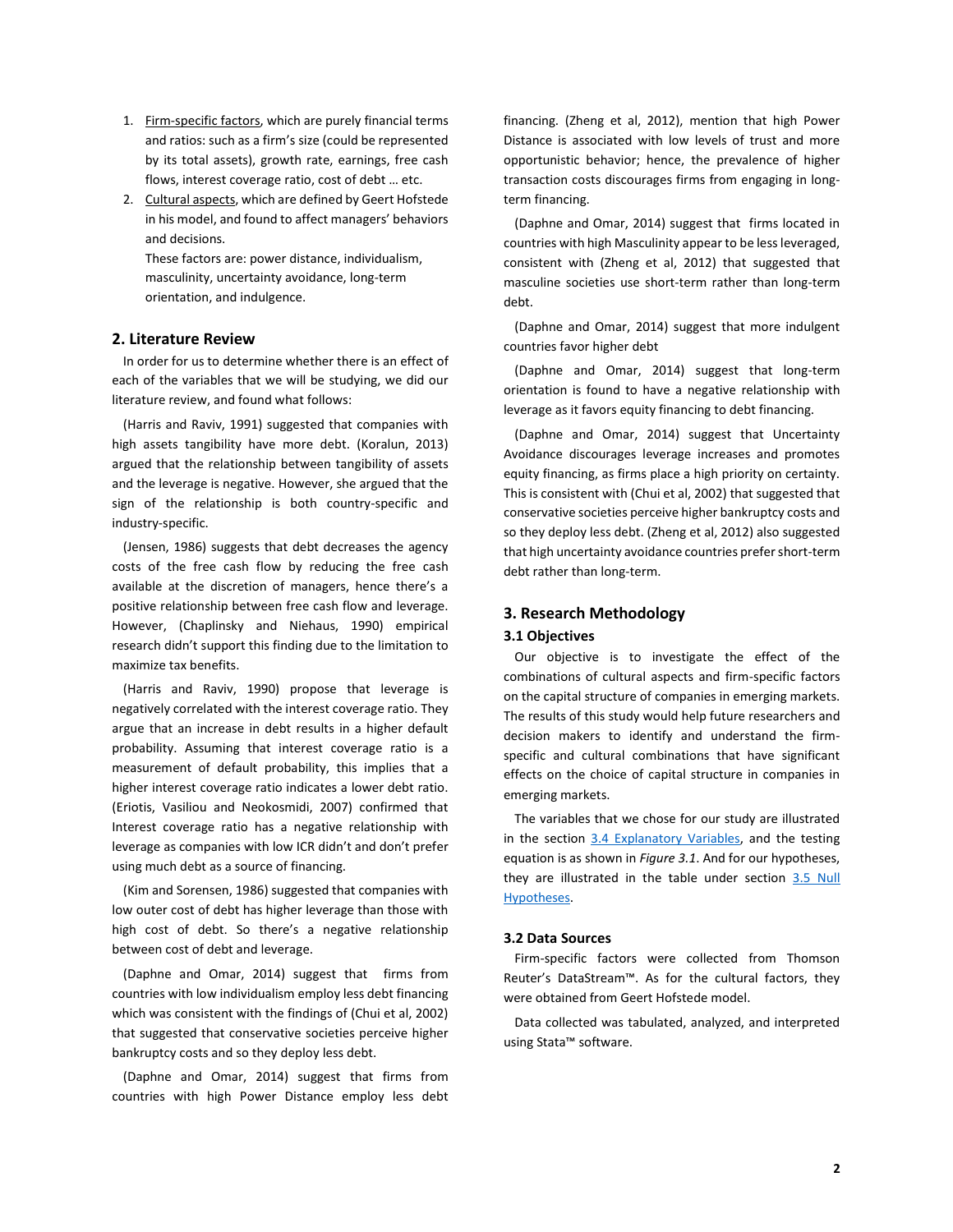1. Firm-specific factors, which are purely financial terms and ratios: such as a firm's size (could be represented by its total assets), growth rate, earnings, free cash flows, interest coverage ratio, cost of debt … etc.
2. Cultural aspects, which are defined by Geert Hofstede in his model, and found to affect managers' behaviors and decisions.
   These factors are: power distance, individualism, masculinity, uncertainty avoidance, long-term orientation, and indulgence.

## 2. Literature Review

In order for us to determine whether there is an effect of each of the variables that we will be studying, we did our literature review, and found what follows:

(Harris and Raviv, 1991) suggested that companies with high assets tangibility have more debt. (Koralun, 2013) argued that the relationship between tangibility of assets and the leverage is negative. However, she argued that the sign of the relationship is both country-specific and industry-specific.

(Jensen, 1986) suggests that debt decreases the agency costs of the free cash flow by reducing the free cash available at the discretion of managers, hence there's a positive relationship between free cash flow and leverage. However, (Chaplinsky and Niehaus, 1990) empirical research didn't support this finding due to the limitation to maximize tax benefits.

(Harris and Raviv, 1990) propose that leverage is negatively correlated with the interest coverage ratio. They argue that an increase in debt results in a higher default probability. Assuming that interest coverage ratio is a measurement of default probability, this implies that a higher interest coverage ratio indicates a lower debt ratio. (Eriotis, Vasiliou and Neokosmidi, 2007) confirmed that Interest coverage ratio has a negative relationship with leverage as companies with low ICR didn't and don't prefer using much debt as a source of financing.

(Kim and Sorensen, 1986) suggested that companies with low outer cost of debt has higher leverage than those with high cost of debt. So there's a negative relationship between cost of debt and leverage.

(Daphne and Omar, 2014) suggest that firms from countries with low individualism employ less debt financing which was consistent with the findings of (Chui et al, 2002) that suggested that conservative societies perceive higher bankruptcy costs and so they deploy less debt.

(Daphne and Omar, 2014) suggest that firms from countries with high Power Distance employ less debt financing. (Zheng et al, 2012), mention that high Power Distance is associated with low levels of trust and more opportunistic behavior; hence, the prevalence of higher transaction costs discourages firms from engaging in long-term financing.

(Daphne and Omar, 2014) suggest that firms located in countries with high Masculinity appear to be less leveraged, consistent with (Zheng et al, 2012) that suggested that masculine societies use short-term rather than long-term debt.

(Daphne and Omar, 2014) suggest that more indulgent countries favor higher debt

(Daphne and Omar, 2014) suggest that long-term orientation is found to have a negative relationship with leverage as it favors equity financing to debt financing.

(Daphne and Omar, 2014) suggest that Uncertainty Avoidance discourages leverage increases and promotes equity financing, as firms place a high priority on certainty. This is consistent with (Chui et al, 2002) that suggested that conservative societies perceive higher bankruptcy costs and so they deploy less debt. (Zheng et al, 2012) also suggested that high uncertainty avoidance countries prefer short-term debt rather than long-term.

## 3. Research Methodology

### 3.1 Objectives

Our objective is to investigate the effect of the combinations of cultural aspects and firm-specific factors on the capital structure of companies in emerging markets. The results of this study would help future researchers and decision makers to identify and understand the firm-specific and cultural combinations that have significant effects on the choice of capital structure in companies in emerging markets.

The variables that we chose for our study are illustrated in the section 3.4 Explanatory Variables, and the testing equation is as shown in *Figure 3.1*. And for our hypotheses, they are illustrated in the table under section 3.5 Null Hypotheses.

### 3.2 Data Sources

Firm-specific factors were collected from Thomson Reuter's DataStream™. As for the cultural factors, they were obtained from Geert Hofstede model.

Data collected was tabulated, analyzed, and interpreted using Stata™ software.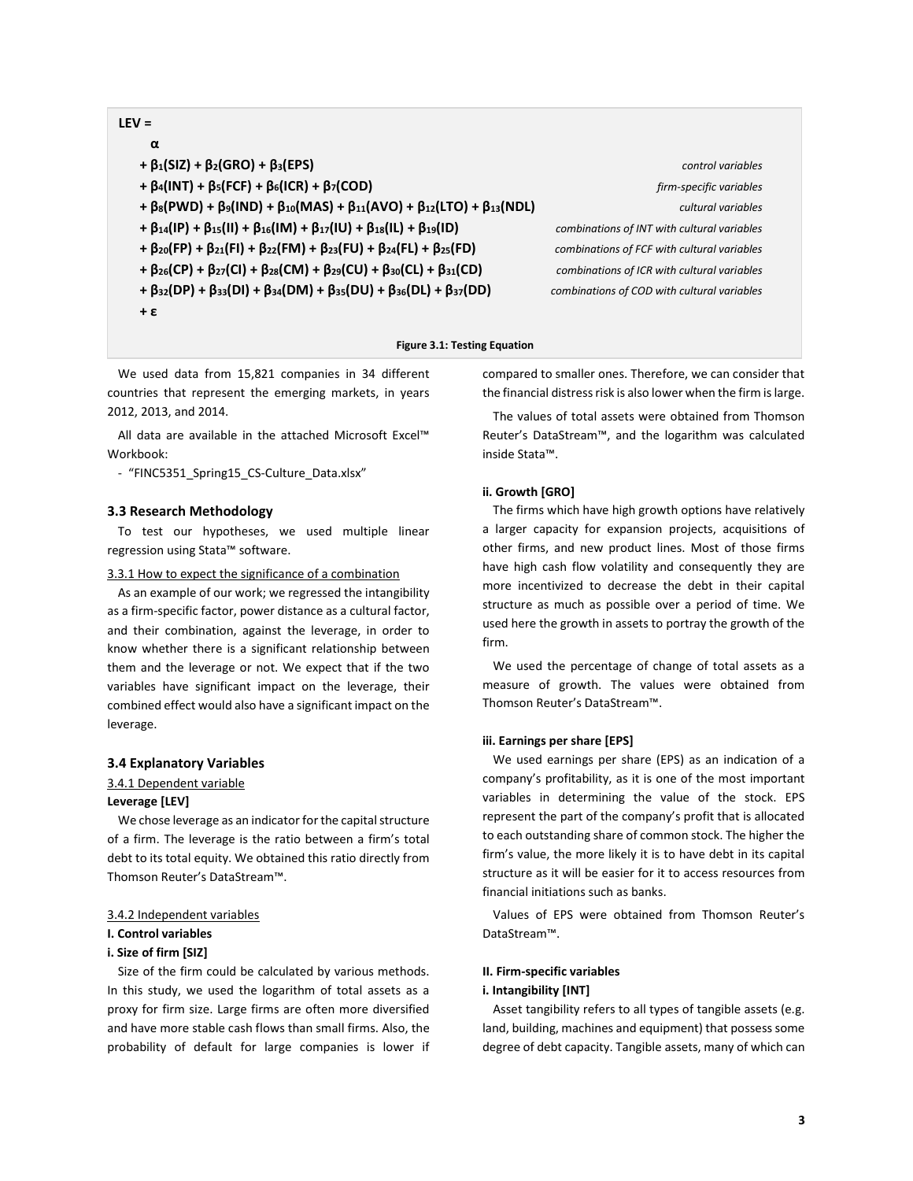$$
\begin{aligned}
LEV = \; & \alpha \\
& + \beta_1(SIZ) + \beta_2(GRO) + \beta_3(EPS) && \textit{control variables} \\
& + \beta_4(INT) + \beta_5(FCF) + \beta_6(ICR) + \beta_7(COD) && \textit{firm-specific variables} \\
& + \beta_8(PWD) + \beta_9(IND) + \beta_{10}(MAS) + \beta_{11}(AVO) + \beta_{12}(LTO) + \beta_{13}(NDL) && \textit{cultural variables} \\
& + \beta_{14}(IP) + \beta_{15}(II) + \beta_{16}(IM) + \beta_{17}(IU) + \beta_{18}(IL) + \beta_{19}(ID) && \textit{combinations of INT with cultural variables} \\
& + \beta_{20}(FP) + \beta_{21}(FI) + \beta_{22}(FM) + \beta_{23}(FU) + \beta_{24}(FL) + \beta_{25}(FD) && \textit{combinations of FCF with cultural variables} \\
& + \beta_{26}(CP) + \beta_{27}(CI) + \beta_{28}(CM) + \beta_{29}(CU) + \beta_{30}(CL) + \beta_{31}(CD) && \textit{combinations of ICR with cultural variables} \\
& + \beta_{32}(DP) + \beta_{33}(DI) + \beta_{34}(DM) + \beta_{35}(DU) + \beta_{36}(DL) + \beta_{37}(DD) && \textit{combinations of COD with cultural variables} \\
& + \varepsilon
\end{aligned}
$$

**Figure 3.1: Testing Equation**

We used data from 15,821 companies in 34 different countries that represent the emerging markets, in years 2012, 2013, and 2014.

All data are available in the attached Microsoft Excel™ Workbook:

- "FINC5351_Spring15_CS-Culture_Data.xlsx"

### 3.3 Research Methodology

To test our hypotheses, we used multiple linear regression using Stata™ software.

#### 3.3.1 How to expect the significance of a combination

As an example of our work; we regressed the intangibility as a firm-specific factor, power distance as a cultural factor, and their combination, against the leverage, in order to know whether there is a significant relationship between them and the leverage or not. We expect that if the two variables have significant impact on the leverage, their combined effect would also have a significant impact on the leverage.

### 3.4 Explanatory Variables

#### 3.4.1 Dependent variable

**Leverage [LEV]**

We chose leverage as an indicator for the capital structure of a firm. The leverage is the ratio between a firm's total debt to its total equity. We obtained this ratio directly from Thomson Reuter's DataStream™.

#### 3.4.2 Independent variables

**I. Control variables**

**i. Size of firm [SIZ]**

Size of the firm could be calculated by various methods. In this study, we used the logarithm of total assets as a proxy for firm size. Large firms are often more diversified and have more stable cash flows than small firms. Also, the probability of default for large companies is lower if compared to smaller ones. Therefore, we can consider that the financial distress risk is also lower when the firm is large.

The values of total assets were obtained from Thomson Reuter's DataStream™, and the logarithm was calculated inside Stata™.

**ii. Growth [GRO]**

The firms which have high growth options have relatively a larger capacity for expansion projects, acquisitions of other firms, and new product lines. Most of those firms have high cash flow volatility and consequently they are more incentivized to decrease the debt in their capital structure as much as possible over a period of time. We used here the growth in assets to portray the growth of the firm.

We used the percentage of change of total assets as a measure of growth. The values were obtained from Thomson Reuter's DataStream™.

**iii. Earnings per share [EPS]**

We used earnings per share (EPS) as an indication of a company's profitability, as it is one of the most important variables in determining the value of the stock. EPS represent the part of the company's profit that is allocated to each outstanding share of common stock. The higher the firm's value, the more likely it is to have debt in its capital structure as it will be easier for it to access resources from financial initiations such as banks.

Values of EPS were obtained from Thomson Reuter's DataStream™.

**II. Firm-specific variables**

**i. Intangibility [INT]**

Asset tangibility refers to all types of tangible assets (e.g. land, building, machines and equipment) that possess some degree of debt capacity. Tangible assets, many of which can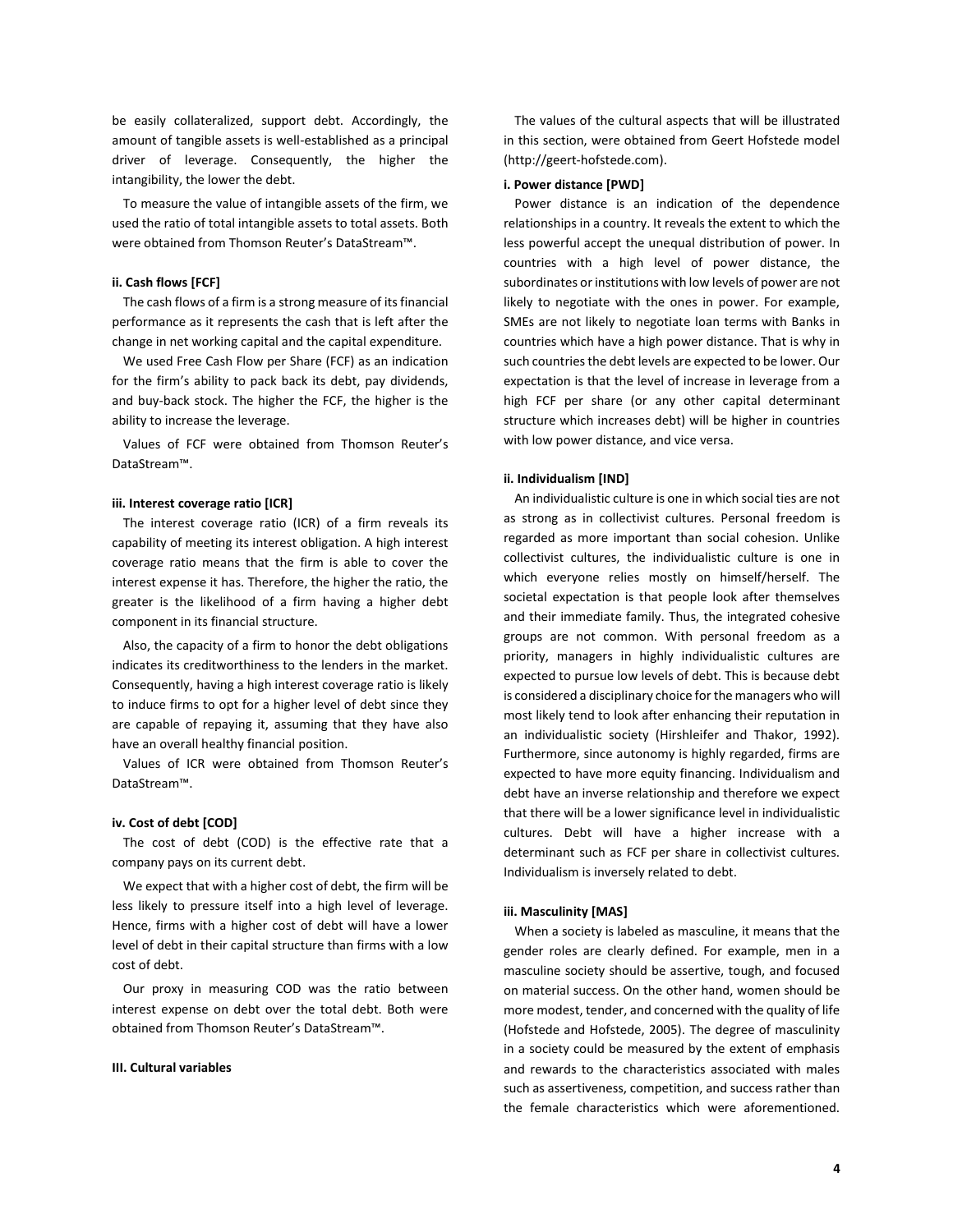be easily collateralized, support debt. Accordingly, the amount of tangible assets is well-established as a principal driver of leverage. Consequently, the higher the intangibility, the lower the debt.

To measure the value of intangible assets of the firm, we used the ratio of total intangible assets to total assets. Both were obtained from Thomson Reuter's DataStream™.

**ii. Cash flows [FCF]**

The cash flows of a firm is a strong measure of its financial performance as it represents the cash that is left after the change in net working capital and the capital expenditure.

We used Free Cash Flow per Share (FCF) as an indication for the firm's ability to pack back its debt, pay dividends, and buy-back stock. The higher the FCF, the higher is the ability to increase the leverage.

Values of FCF were obtained from Thomson Reuter's DataStream™.

**iii. Interest coverage ratio [ICR]**

The interest coverage ratio (ICR) of a firm reveals its capability of meeting its interest obligation. A high interest coverage ratio means that the firm is able to cover the interest expense it has. Therefore, the higher the ratio, the greater is the likelihood of a firm having a higher debt component in its financial structure.

Also, the capacity of a firm to honor the debt obligations indicates its creditworthiness to the lenders in the market. Consequently, having a high interest coverage ratio is likely to induce firms to opt for a higher level of debt since they are capable of repaying it, assuming that they have also have an overall healthy financial position.

Values of ICR were obtained from Thomson Reuter's DataStream™.

**iv. Cost of debt [COD]**

The cost of debt (COD) is the effective rate that a company pays on its current debt.

We expect that with a higher cost of debt, the firm will be less likely to pressure itself into a high level of leverage. Hence, firms with a higher cost of debt will have a lower level of debt in their capital structure than firms with a low cost of debt.

Our proxy in measuring COD was the ratio between interest expense on debt over the total debt. Both were obtained from Thomson Reuter's DataStream™.

**III. Cultural variables**

The values of the cultural aspects that will be illustrated in this section, were obtained from Geert Hofstede model (http://geert-hofstede.com).

**i. Power distance [PWD]**

Power distance is an indication of the dependence relationships in a country. It reveals the extent to which the less powerful accept the unequal distribution of power. In countries with a high level of power distance, the subordinates or institutions with low levels of power are not likely to negotiate with the ones in power. For example, SMEs are not likely to negotiate loan terms with Banks in countries which have a high power distance. That is why in such countries the debt levels are expected to be lower. Our expectation is that the level of increase in leverage from a high FCF per share (or any other capital determinant structure which increases debt) will be higher in countries with low power distance, and vice versa.

**ii. Individualism [IND]**

An individualistic culture is one in which social ties are not as strong as in collectivist cultures. Personal freedom is regarded as more important than social cohesion. Unlike collectivist cultures, the individualistic culture is one in which everyone relies mostly on himself/herself. The societal expectation is that people look after themselves and their immediate family. Thus, the integrated cohesive groups are not common. With personal freedom as a priority, managers in highly individualistic cultures are expected to pursue low levels of debt. This is because debt is considered a disciplinary choice for the managers who will most likely tend to look after enhancing their reputation in an individualistic society (Hirshleifer and Thakor, 1992). Furthermore, since autonomy is highly regarded, firms are expected to have more equity financing. Individualism and debt have an inverse relationship and therefore we expect that there will be a lower significance level in individualistic cultures. Debt will have a higher increase with a determinant such as FCF per share in collectivist cultures. Individualism is inversely related to debt.

**iii. Masculinity [MAS]**

When a society is labeled as masculine, it means that the gender roles are clearly defined. For example, men in a masculine society should be assertive, tough, and focused on material success. On the other hand, women should be more modest, tender, and concerned with the quality of life (Hofstede and Hofstede, 2005). The degree of masculinity in a society could be measured by the extent of emphasis and rewards to the characteristics associated with males such as assertiveness, competition, and success rather than the female characteristics which were aforementioned.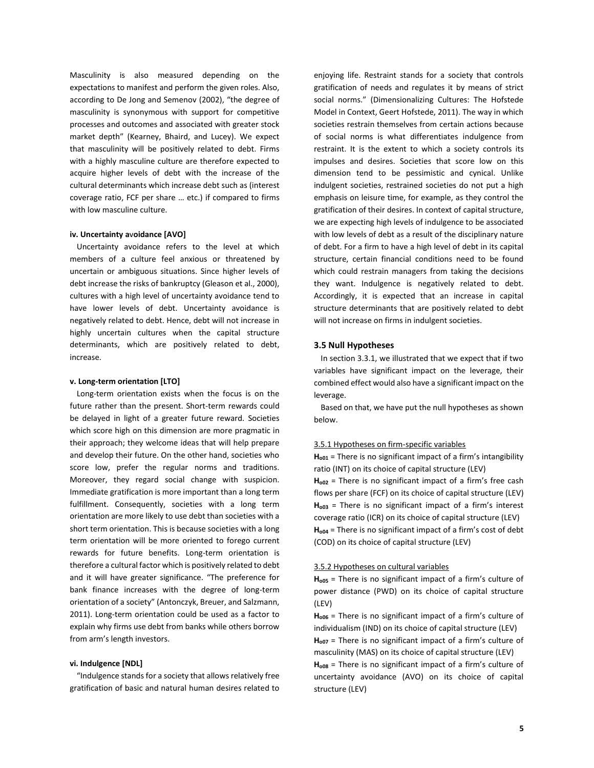Masculinity is also measured depending on the expectations to manifest and perform the given roles. Also, according to De Jong and Semenov (2002), "the degree of masculinity is synonymous with support for competitive processes and outcomes and associated with greater stock market depth" (Kearney, Bhaird, and Lucey). We expect that masculinity will be positively related to debt. Firms with a highly masculine culture are therefore expected to acquire higher levels of debt with the increase of the cultural determinants which increase debt such as (interest coverage ratio, FCF per share … etc.) if compared to firms with low masculine culture.

#### iv. Uncertainty avoidance [AVO]

Uncertainty avoidance refers to the level at which members of a culture feel anxious or threatened by uncertain or ambiguous situations. Since higher levels of debt increase the risks of bankruptcy (Gleason et al., 2000), cultures with a high level of uncertainty avoidance tend to have lower levels of debt. Uncertainty avoidance is negatively related to debt. Hence, debt will not increase in highly uncertain cultures when the capital structure determinants, which are positively related to debt, increase.

#### v. Long-term orientation [LTO]

Long-term orientation exists when the focus is on the future rather than the present. Short-term rewards could be delayed in light of a greater future reward. Societies which score high on this dimension are more pragmatic in their approach; they welcome ideas that will help prepare and develop their future. On the other hand, societies who score low, prefer the regular norms and traditions. Moreover, they regard social change with suspicion. Immediate gratification is more important than a long term fulfillment. Consequently, societies with a long term orientation are more likely to use debt than societies with a short term orientation. This is because societies with a long term orientation will be more oriented to forego current rewards for future benefits. Long-term orientation is therefore a cultural factor which is positively related to debt and it will have greater significance. "The preference for bank finance increases with the degree of long-term orientation of a society" (Antonczyk, Breuer, and Salzmann, 2011). Long-term orientation could be used as a factor to explain why firms use debt from banks while others borrow from arm's length investors.

#### vi. Indulgence [NDL]

"Indulgence stands for a society that allows relatively free gratification of basic and natural human desires related to enjoying life. Restraint stands for a society that controls gratification of needs and regulates it by means of strict social norms." (Dimensionalizing Cultures: The Hofstede Model in Context, Geert Hofstede, 2011). The way in which societies restrain themselves from certain actions because of social norms is what differentiates indulgence from restraint. It is the extent to which a society controls its impulses and desires. Societies that score low on this dimension tend to be pessimistic and cynical. Unlike indulgent societies, restrained societies do not put a high emphasis on leisure time, for example, as they control the gratification of their desires. In context of capital structure, we are expecting high levels of indulgence to be associated with low levels of debt as a result of the disciplinary nature of debt. For a firm to have a high level of debt in its capital structure, certain financial conditions need to be found which could restrain managers from taking the decisions they want. Indulgence is negatively related to debt. Accordingly, it is expected that an increase in capital structure determinants that are positively related to debt will not increase on firms in indulgent societies.

### 3.5 Null Hypotheses

In section 3.3.1, we illustrated that we expect that if two variables have significant impact on the leverage, their combined effect would also have a significant impact on the leverage.

Based on that, we have put the null hypotheses as shown below.

3.5.1 Hypotheses on firm-specific variables

**$H_{o01}$** = There is no significant impact of a firm's intangibility ratio (INT) on its choice of capital structure (LEV)
**$H_{o02}$** = There is no significant impact of a firm's free cash flows per share (FCF) on its choice of capital structure (LEV)
**$H_{o03}$** = There is no significant impact of a firm's interest coverage ratio (ICR) on its choice of capital structure (LEV)
**$H_{o04}$** = There is no significant impact of a firm's cost of debt (COD) on its choice of capital structure (LEV)

3.5.2 Hypotheses on cultural variables

**$H_{o05}$** = There is no significant impact of a firm's culture of power distance (PWD) on its choice of capital structure (LEV)
**$H_{o06}$** = There is no significant impact of a firm's culture of individualism (IND) on its choice of capital structure (LEV)
**$H_{o07}$** = There is no significant impact of a firm's culture of masculinity (MAS) on its choice of capital structure (LEV)
**$H_{o08}$** = There is no significant impact of a firm's culture of uncertainty avoidance (AVO) on its choice of capital structure (LEV)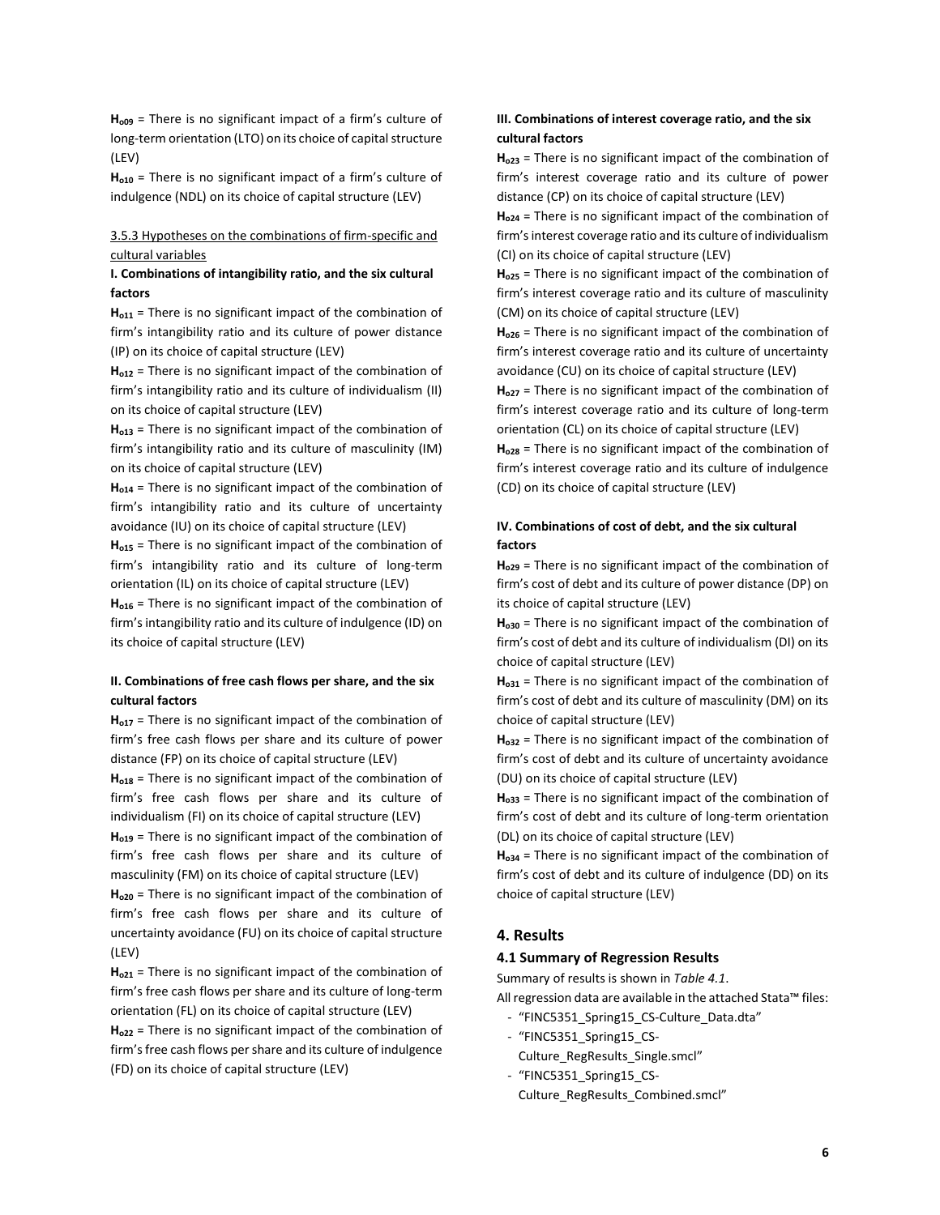$H_{o09}$ = There is no significant impact of a firm's culture of long-term orientation (LTO) on its choice of capital structure (LEV)

$H_{o10}$ = There is no significant impact of a firm's culture of indulgence (NDL) on its choice of capital structure (LEV)

### 3.5.3 Hypotheses on the combinations of firm-specific and cultural variables

**I. Combinations of intangibility ratio, and the six cultural factors**

$H_{o11}$ = There is no significant impact of the combination of firm's intangibility ratio and its culture of power distance (IP) on its choice of capital structure (LEV)

$H_{o12}$ = There is no significant impact of the combination of firm's intangibility ratio and its culture of individualism (II) on its choice of capital structure (LEV)

$H_{o13}$ = There is no significant impact of the combination of firm's intangibility ratio and its culture of masculinity (IM) on its choice of capital structure (LEV)

$H_{o14}$ = There is no significant impact of the combination of firm's intangibility ratio and its culture of uncertainty avoidance (IU) on its choice of capital structure (LEV)

$H_{o15}$ = There is no significant impact of the combination of firm's intangibility ratio and its culture of long-term orientation (IL) on its choice of capital structure (LEV)

$H_{o16}$ = There is no significant impact of the combination of firm's intangibility ratio and its culture of indulgence (ID) on its choice of capital structure (LEV)

**II. Combinations of free cash flows per share, and the six cultural factors**

$H_{o17}$ = There is no significant impact of the combination of firm's free cash flows per share and its culture of power distance (FP) on its choice of capital structure (LEV)

$H_{o18}$ = There is no significant impact of the combination of firm's free cash flows per share and its culture of individualism (FI) on its choice of capital structure (LEV)

$H_{o19}$ = There is no significant impact of the combination of firm's free cash flows per share and its culture of masculinity (FM) on its choice of capital structure (LEV)

$H_{o20}$ = There is no significant impact of the combination of firm's free cash flows per share and its culture of uncertainty avoidance (FU) on its choice of capital structure (LEV)

$H_{o21}$ = There is no significant impact of the combination of firm's free cash flows per share and its culture of long-term orientation (FL) on its choice of capital structure (LEV)

$H_{o22}$ = There is no significant impact of the combination of firm's free cash flows per share and its culture of indulgence (FD) on its choice of capital structure (LEV)

**III. Combinations of interest coverage ratio, and the six cultural factors**

$H_{o23}$ = There is no significant impact of the combination of firm's interest coverage ratio and its culture of power distance (CP) on its choice of capital structure (LEV)

$H_{o24}$ = There is no significant impact of the combination of firm's interest coverage ratio and its culture of individualism (CI) on its choice of capital structure (LEV)

$H_{o25}$ = There is no significant impact of the combination of firm's interest coverage ratio and its culture of masculinity (CM) on its choice of capital structure (LEV)

$H_{o26}$ = There is no significant impact of the combination of firm's interest coverage ratio and its culture of uncertainty avoidance (CU) on its choice of capital structure (LEV)

$H_{o27}$ = There is no significant impact of the combination of firm's interest coverage ratio and its culture of long-term orientation (CL) on its choice of capital structure (LEV)

$H_{o28}$ = There is no significant impact of the combination of firm's interest coverage ratio and its culture of indulgence (CD) on its choice of capital structure (LEV)

**IV. Combinations of cost of debt, and the six cultural factors**

$H_{o29}$ = There is no significant impact of the combination of firm's cost of debt and its culture of power distance (DP) on its choice of capital structure (LEV)

$H_{o30}$ = There is no significant impact of the combination of firm's cost of debt and its culture of individualism (DI) on its choice of capital structure (LEV)

$H_{o31}$ = There is no significant impact of the combination of firm's cost of debt and its culture of masculinity (DM) on its choice of capital structure (LEV)

$H_{o32}$ = There is no significant impact of the combination of firm's cost of debt and its culture of uncertainty avoidance (DU) on its choice of capital structure (LEV)

$H_{o33}$ = There is no significant impact of the combination of firm's cost of debt and its culture of long-term orientation (DL) on its choice of capital structure (LEV)

$H_{o34}$ = There is no significant impact of the combination of firm's cost of debt and its culture of indulgence (DD) on its choice of capital structure (LEV)

## 4. Results

### 4.1 Summary of Regression Results

Summary of results is shown in *Table 4.1*.

All regression data are available in the attached Stata™ files:

- "FINC5351_Spring15_CS-Culture_Data.dta"
- "FINC5351_Spring15_CS-Culture_RegResults_Single.smcl"
- "FINC5351_Spring15_CS-Culture_RegResults_Combined.smcl"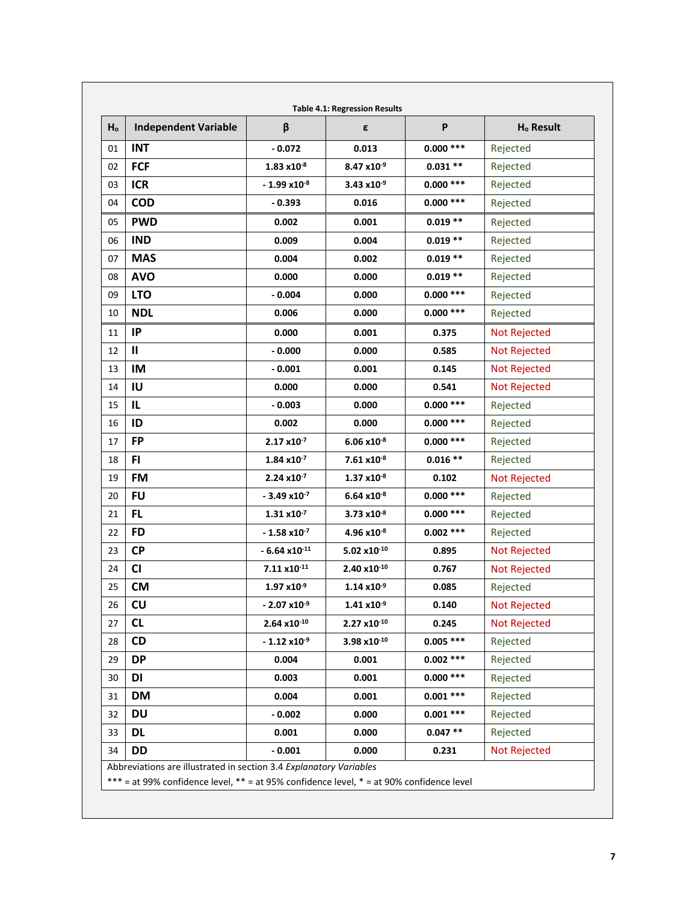**Table 4.1: Regression Results**

| $H_o$ | Independent Variable | β | ε | P | $H_o$ Result |
|---|---|---|---|---|---|
| 01 | **INT** | - 0.072 | 0.013 | 0.000 *** | Rejected |
| 02 | **FCF** | $1.83 \times 10^{-8}$ | $8.47 \times 10^{-9}$ | 0.031 ** | Rejected |
| 03 | **ICR** | $-1.99 \times 10^{-8}$ | $3.43 \times 10^{-9}$ | 0.000 *** | Rejected |
| 04 | **COD** | - 0.393 | 0.016 | 0.000 *** | Rejected |
| 05 | **PWD** | 0.002 | 0.001 | 0.019 ** | Rejected |
| 06 | **IND** | 0.009 | 0.004 | 0.019 ** | Rejected |
| 07 | **MAS** | 0.004 | 0.002 | 0.019 ** | Rejected |
| 08 | **AVO** | 0.000 | 0.000 | 0.019 ** | Rejected |
| 09 | **LTO** | - 0.004 | 0.000 | 0.000 *** | Rejected |
| 10 | **NDL** | 0.006 | 0.000 | 0.000 *** | Rejected |
| 11 | **IP** | 0.000 | 0.001 | 0.375 | Not Rejected |
| 12 | **II** | - 0.000 | 0.000 | 0.585 | Not Rejected |
| 13 | **IM** | - 0.001 | 0.001 | 0.145 | Not Rejected |
| 14 | **IU** | 0.000 | 0.000 | 0.541 | Not Rejected |
| 15 | **IL** | - 0.003 | 0.000 | 0.000 *** | Rejected |
| 16 | **ID** | 0.002 | 0.000 | 0.000 *** | Rejected |
| 17 | **FP** | $2.17 \times 10^{-7}$ | $6.06 \times 10^{-8}$ | 0.000 *** | Rejected |
| 18 | **FI** | $1.84 \times 10^{-7}$ | $7.61 \times 10^{-8}$ | 0.016 ** | Rejected |
| 19 | **FM** | $2.24 \times 10^{-7}$ | $1.37 \times 10^{-8}$ | 0.102 | Not Rejected |
| 20 | **FU** | $-3.49 \times 10^{-7}$ | $6.64 \times 10^{-8}$ | 0.000 *** | Rejected |
| 21 | **FL** | $1.31 \times 10^{-7}$ | $3.73 \times 10^{-8}$ | 0.000 *** | Rejected |
| 22 | **FD** | $-1.58 \times 10^{-7}$ | $4.96 \times 10^{-8}$ | 0.002 *** | Rejected |
| 23 | **CP** | $-6.64 \times 10^{-11}$ | $5.02 \times 10^{-10}$ | 0.895 | Not Rejected |
| 24 | **CI** | $7.11 \times 10^{-11}$ | $2.40 \times 10^{-10}$ | 0.767 | Not Rejected |
| 25 | **CM** | $1.97 \times 10^{-9}$ | $1.14 \times 10^{-9}$ | 0.085 | Rejected |
| 26 | **CU** | $-2.07 \times 10^{-9}$ | $1.41 \times 10^{-9}$ | 0.140 | Not Rejected |
| 27 | **CL** | $2.64 \times 10^{-10}$ | $2.27 \times 10^{-10}$ | 0.245 | Not Rejected |
| 28 | **CD** | $-1.12 \times 10^{-9}$ | $3.98 \times 10^{-10}$ | 0.005 *** | Rejected |
| 29 | **DP** | 0.004 | 0.001 | 0.002 *** | Rejected |
| 30 | **DI** | 0.003 | 0.001 | 0.000 *** | Rejected |
| 31 | **DM** | 0.004 | 0.001 | 0.001 *** | Rejected |
| 32 | **DU** | - 0.002 | 0.000 | 0.001 *** | Rejected |
| 33 | **DL** | 0.001 | 0.000 | 0.047 ** | Rejected |
| 34 | **DD** | - 0.001 | 0.000 | 0.231 | Not Rejected |

Abbreviations are illustrated in section 3.4 *Explanatory Variables*

*** = at 99% confidence level, ** = at 95% confidence level, * = at 90% confidence level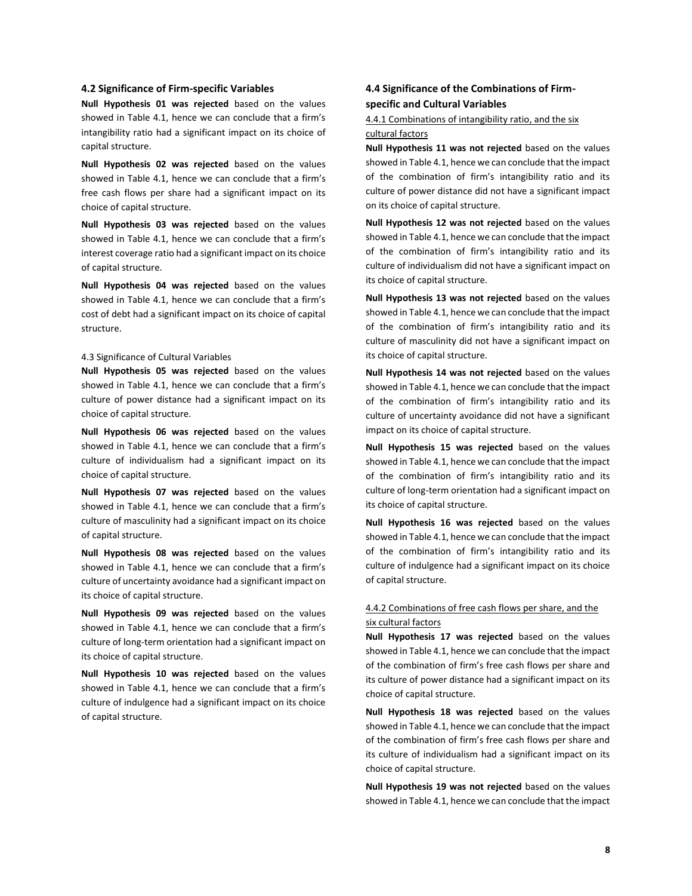### 4.2 Significance of Firm-specific Variables

**Null Hypothesis 01 was rejected** based on the values showed in Table 4.1, hence we can conclude that a firm's intangibility ratio had a significant impact on its choice of capital structure.

**Null Hypothesis 02 was rejected** based on the values showed in Table 4.1, hence we can conclude that a firm's free cash flows per share had a significant impact on its choice of capital structure.

**Null Hypothesis 03 was rejected** based on the values showed in Table 4.1, hence we can conclude that a firm's interest coverage ratio had a significant impact on its choice of capital structure.

**Null Hypothesis 04 was rejected** based on the values showed in Table 4.1, hence we can conclude that a firm's cost of debt had a significant impact on its choice of capital structure.

### 4.3 Significance of Cultural Variables

**Null Hypothesis 05 was rejected** based on the values showed in Table 4.1, hence we can conclude that a firm's culture of power distance had a significant impact on its choice of capital structure.

**Null Hypothesis 06 was rejected** based on the values showed in Table 4.1, hence we can conclude that a firm's culture of individualism had a significant impact on its choice of capital structure.

**Null Hypothesis 07 was rejected** based on the values showed in Table 4.1, hence we can conclude that a firm's culture of masculinity had a significant impact on its choice of capital structure.

**Null Hypothesis 08 was rejected** based on the values showed in Table 4.1, hence we can conclude that a firm's culture of uncertainty avoidance had a significant impact on its choice of capital structure.

**Null Hypothesis 09 was rejected** based on the values showed in Table 4.1, hence we can conclude that a firm's culture of long-term orientation had a significant impact on its choice of capital structure.

**Null Hypothesis 10 was rejected** based on the values showed in Table 4.1, hence we can conclude that a firm's culture of indulgence had a significant impact on its choice of capital structure.

### 4.4 Significance of the Combinations of Firm-specific and Cultural Variables

#### 4.4.1 Combinations of intangibility ratio, and the six cultural factors

**Null Hypothesis 11 was not rejected** based on the values showed in Table 4.1, hence we can conclude that the impact of the combination of firm's intangibility ratio and its culture of power distance did not have a significant impact on its choice of capital structure.

**Null Hypothesis 12 was not rejected** based on the values showed in Table 4.1, hence we can conclude that the impact of the combination of firm's intangibility ratio and its culture of individualism did not have a significant impact on its choice of capital structure.

**Null Hypothesis 13 was not rejected** based on the values showed in Table 4.1, hence we can conclude that the impact of the combination of firm's intangibility ratio and its culture of masculinity did not have a significant impact on its choice of capital structure.

**Null Hypothesis 14 was not rejected** based on the values showed in Table 4.1, hence we can conclude that the impact of the combination of firm's intangibility ratio and its culture of uncertainty avoidance did not have a significant impact on its choice of capital structure.

**Null Hypothesis 15 was rejected** based on the values showed in Table 4.1, hence we can conclude that the impact of the combination of firm's intangibility ratio and its culture of long-term orientation had a significant impact on its choice of capital structure.

**Null Hypothesis 16 was rejected** based on the values showed in Table 4.1, hence we can conclude that the impact of the combination of firm's intangibility ratio and its culture of indulgence had a significant impact on its choice of capital structure.

#### 4.4.2 Combinations of free cash flows per share, and the six cultural factors

**Null Hypothesis 17 was rejected** based on the values showed in Table 4.1, hence we can conclude that the impact of the combination of firm's free cash flows per share and its culture of power distance had a significant impact on its choice of capital structure.

**Null Hypothesis 18 was rejected** based on the values showed in Table 4.1, hence we can conclude that the impact of the combination of firm's free cash flows per share and its culture of individualism had a significant impact on its choice of capital structure.

**Null Hypothesis 19 was not rejected** based on the values showed in Table 4.1, hence we can conclude that the impact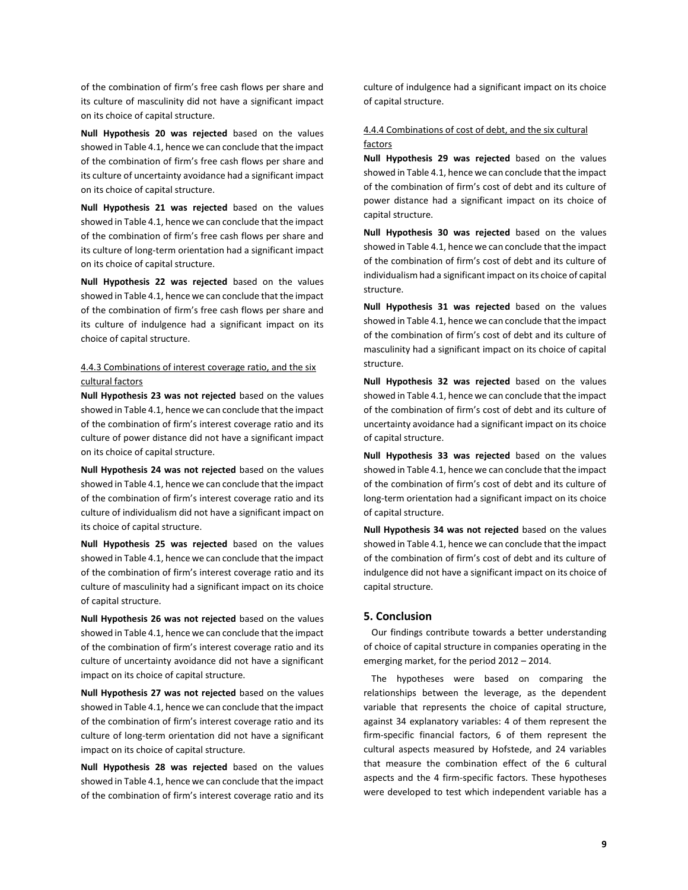of the combination of firm's free cash flows per share and its culture of masculinity did not have a significant impact on its choice of capital structure.

**Null Hypothesis 20 was rejected** based on the values showed in Table 4.1, hence we can conclude that the impact of the combination of firm's free cash flows per share and its culture of uncertainty avoidance had a significant impact on its choice of capital structure.

**Null Hypothesis 21 was rejected** based on the values showed in Table 4.1, hence we can conclude that the impact of the combination of firm's free cash flows per share and its culture of long-term orientation had a significant impact on its choice of capital structure.

**Null Hypothesis 22 was rejected** based on the values showed in Table 4.1, hence we can conclude that the impact of the combination of firm's free cash flows per share and its culture of indulgence had a significant impact on its choice of capital structure.

#### 4.4.3 Combinations of interest coverage ratio, and the six cultural factors

**Null Hypothesis 23 was not rejected** based on the values showed in Table 4.1, hence we can conclude that the impact of the combination of firm's interest coverage ratio and its culture of power distance did not have a significant impact on its choice of capital structure.

**Null Hypothesis 24 was not rejected** based on the values showed in Table 4.1, hence we can conclude that the impact of the combination of firm's interest coverage ratio and its culture of individualism did not have a significant impact on its choice of capital structure.

**Null Hypothesis 25 was rejected** based on the values showed in Table 4.1, hence we can conclude that the impact of the combination of firm's interest coverage ratio and its culture of masculinity had a significant impact on its choice of capital structure.

**Null Hypothesis 26 was not rejected** based on the values showed in Table 4.1, hence we can conclude that the impact of the combination of firm's interest coverage ratio and its culture of uncertainty avoidance did not have a significant impact on its choice of capital structure.

**Null Hypothesis 27 was not rejected** based on the values showed in Table 4.1, hence we can conclude that the impact of the combination of firm's interest coverage ratio and its culture of long-term orientation did not have a significant impact on its choice of capital structure.

**Null Hypothesis 28 was rejected** based on the values showed in Table 4.1, hence we can conclude that the impact of the combination of firm's interest coverage ratio and its culture of indulgence had a significant impact on its choice of capital structure.

#### 4.4.4 Combinations of cost of debt, and the six cultural factors

**Null Hypothesis 29 was rejected** based on the values showed in Table 4.1, hence we can conclude that the impact of the combination of firm's cost of debt and its culture of power distance had a significant impact on its choice of capital structure.

**Null Hypothesis 30 was rejected** based on the values showed in Table 4.1, hence we can conclude that the impact of the combination of firm's cost of debt and its culture of individualism had a significant impact on its choice of capital structure.

**Null Hypothesis 31 was rejected** based on the values showed in Table 4.1, hence we can conclude that the impact of the combination of firm's cost of debt and its culture of masculinity had a significant impact on its choice of capital structure.

**Null Hypothesis 32 was rejected** based on the values showed in Table 4.1, hence we can conclude that the impact of the combination of firm's cost of debt and its culture of uncertainty avoidance had a significant impact on its choice of capital structure.

**Null Hypothesis 33 was rejected** based on the values showed in Table 4.1, hence we can conclude that the impact of the combination of firm's cost of debt and its culture of long-term orientation had a significant impact on its choice of capital structure.

**Null Hypothesis 34 was not rejected** based on the values showed in Table 4.1, hence we can conclude that the impact of the combination of firm's cost of debt and its culture of indulgence did not have a significant impact on its choice of capital structure.

## 5. Conclusion

Our findings contribute towards a better understanding of choice of capital structure in companies operating in the emerging market, for the period 2012 – 2014.

The hypotheses were based on comparing the relationships between the leverage, as the dependent variable that represents the choice of capital structure, against 34 explanatory variables: 4 of them represent the firm-specific financial factors, 6 of them represent the cultural aspects measured by Hofstede, and 24 variables that measure the combination effect of the 6 cultural aspects and the 4 firm-specific factors. These hypotheses were developed to test which independent variable has a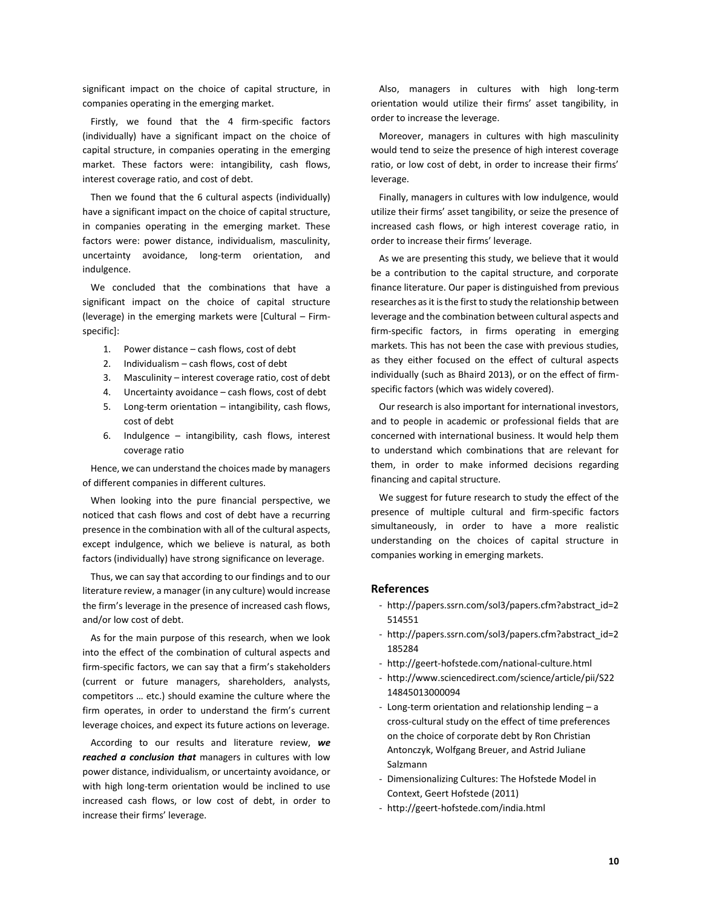significant impact on the choice of capital structure, in companies operating in the emerging market.

Firstly, we found that the 4 firm-specific factors (individually) have a significant impact on the choice of capital structure, in companies operating in the emerging market. These factors were: intangibility, cash flows, interest coverage ratio, and cost of debt.

Then we found that the 6 cultural aspects (individually) have a significant impact on the choice of capital structure, in companies operating in the emerging market. These factors were: power distance, individualism, masculinity, uncertainty avoidance, long-term orientation, and indulgence.

We concluded that the combinations that have a significant impact on the choice of capital structure (leverage) in the emerging markets were [Cultural – Firm-specific]:

1. Power distance – cash flows, cost of debt
2. Individualism – cash flows, cost of debt
3. Masculinity – interest coverage ratio, cost of debt
4. Uncertainty avoidance – cash flows, cost of debt
5. Long-term orientation – intangibility, cash flows, cost of debt
6. Indulgence – intangibility, cash flows, interest coverage ratio

Hence, we can understand the choices made by managers of different companies in different cultures.

When looking into the pure financial perspective, we noticed that cash flows and cost of debt have a recurring presence in the combination with all of the cultural aspects, except indulgence, which we believe is natural, as both factors (individually) have strong significance on leverage.

Thus, we can say that according to our findings and to our literature review, a manager (in any culture) would increase the firm's leverage in the presence of increased cash flows, and/or low cost of debt.

As for the main purpose of this research, when we look into the effect of the combination of cultural aspects and firm-specific factors, we can say that a firm's stakeholders (current or future managers, shareholders, analysts, competitors … etc.) should examine the culture where the firm operates, in order to understand the firm's current leverage choices, and expect its future actions on leverage.

According to our results and literature review, ***we reached a conclusion that*** managers in cultures with low power distance, individualism, or uncertainty avoidance, or with high long-term orientation would be inclined to use increased cash flows, or low cost of debt, in order to increase their firms' leverage.

Also, managers in cultures with high long-term orientation would utilize their firms' asset tangibility, in order to increase the leverage.

Moreover, managers in cultures with high masculinity would tend to seize the presence of high interest coverage ratio, or low cost of debt, in order to increase their firms' leverage.

Finally, managers in cultures with low indulgence, would utilize their firms' asset tangibility, or seize the presence of increased cash flows, or high interest coverage ratio, in order to increase their firms' leverage.

As we are presenting this study, we believe that it would be a contribution to the capital structure, and corporate finance literature. Our paper is distinguished from previous researches as it is the first to study the relationship between leverage and the combination between cultural aspects and firm-specific factors, in firms operating in emerging markets. This has not been the case with previous studies, as they either focused on the effect of cultural aspects individually (such as Bhaird 2013), or on the effect of firm-specific factors (which was widely covered).

Our research is also important for international investors, and to people in academic or professional fields that are concerned with international business. It would help them to understand which combinations that are relevant for them, in order to make informed decisions regarding financing and capital structure.

We suggest for future research to study the effect of the presence of multiple cultural and firm-specific factors simultaneously, in order to have a more realistic understanding on the choices of capital structure in companies working in emerging markets.

## References

- http://papers.ssrn.com/sol3/papers.cfm?abstract_id=2514551
- http://papers.ssrn.com/sol3/papers.cfm?abstract_id=2185284
- http://geert-hofstede.com/national-culture.html
- http://www.sciencedirect.com/science/article/pii/S2214845013000094
- Long-term orientation and relationship lending – a cross-cultural study on the effect of time preferences on the choice of corporate debt by Ron Christian Antonczyk, Wolfgang Breuer, and Astrid Juliane Salzmann
- Dimensionalizing Cultures: The Hofstede Model in Context, Geert Hofstede (2011)
- http://geert-hofstede.com/india.html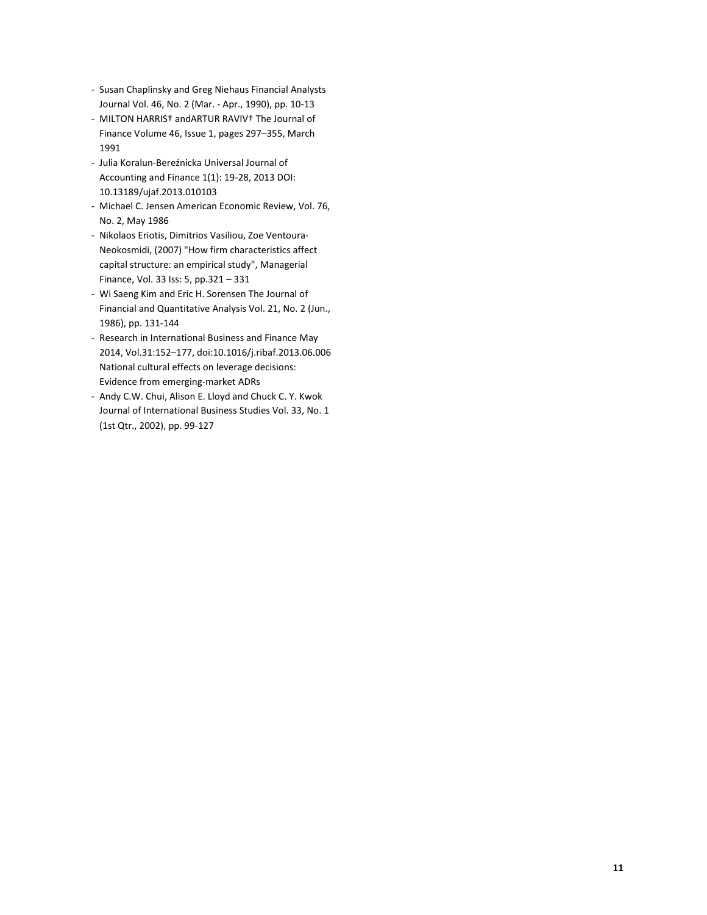- Susan Chaplinsky and Greg Niehaus Financial Analysts Journal Vol. 46, No. 2 (Mar. - Apr., 1990), pp. 10-13
- MILTON HARRIS† andARTUR RAVIV† The Journal of Finance Volume 46, Issue 1, pages 297–355, March 1991
- Julia Koralun-Bereźnicka Universal Journal of Accounting and Finance 1(1): 19-28, 2013 DOI: 10.13189/ujaf.2013.010103
- Michael C. Jensen American Economic Review, Vol. 76, No. 2, May 1986
- Nikolaos Eriotis, Dimitrios Vasiliou, Zoe Ventoura-Neokosmidi, (2007) "How firm characteristics affect capital structure: an empirical study", Managerial Finance, Vol. 33 Iss: 5, pp.321 – 331
- Wi Saeng Kim and Eric H. Sorensen The Journal of Financial and Quantitative Analysis Vol. 21, No. 2 (Jun., 1986), pp. 131-144
- Research in International Business and Finance May 2014, Vol.31:152–177, doi:10.1016/j.ribaf.2013.06.006 National cultural effects on leverage decisions: Evidence from emerging-market ADRs
- Andy C.W. Chui, Alison E. Lloyd and Chuck C. Y. Kwok Journal of International Business Studies Vol. 33, No. 1 (1st Qtr., 2002), pp. 99-127